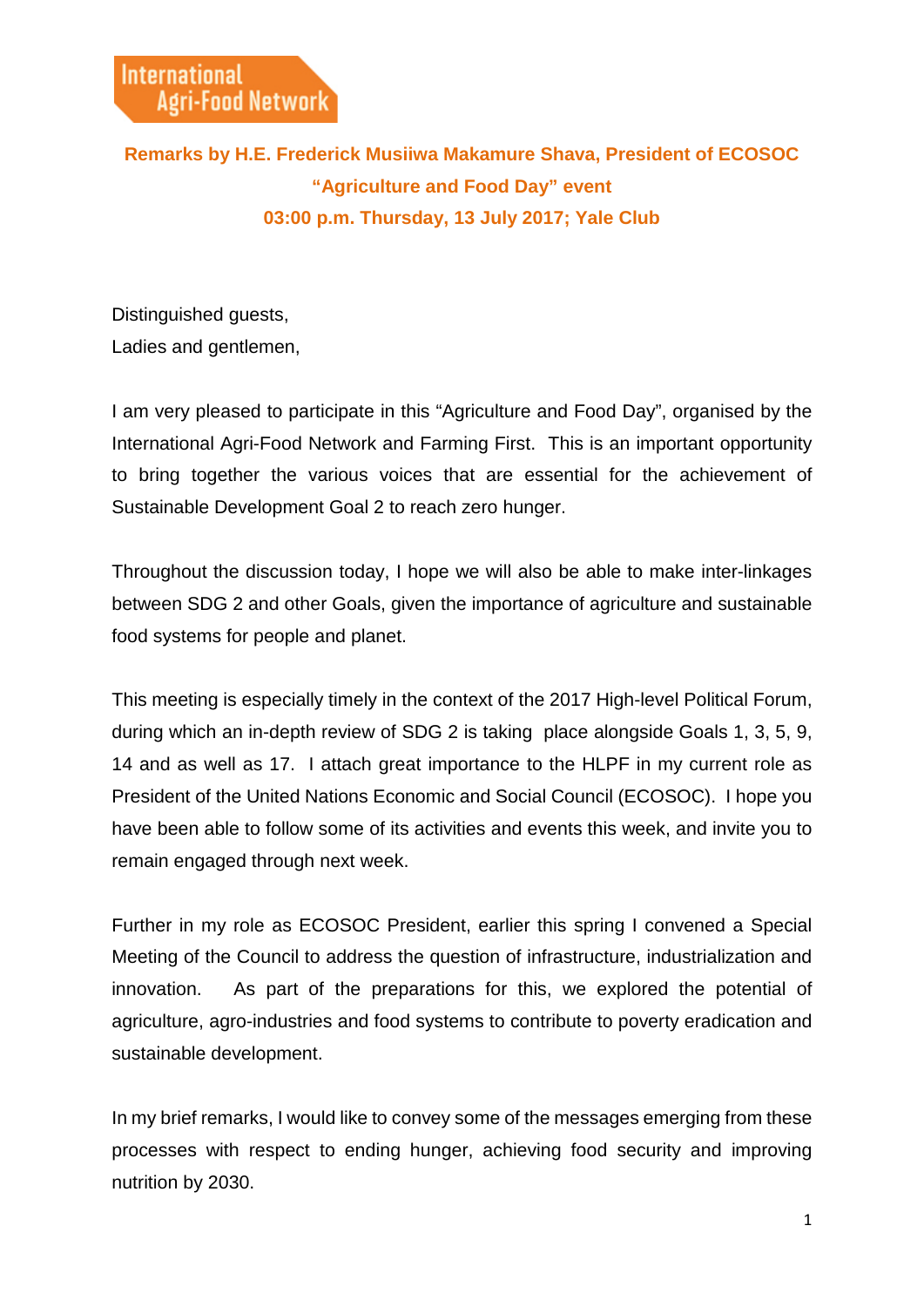International Agri-Food Network

**Remarks by H.E. Frederick Musiiwa Makamure Shava, President of ECOSOC**
**"Agriculture and Food Day" event**
**03:00 p.m. Thursday, 13 July 2017; Yale Club**

Distinguished guests,
Ladies and gentlemen,

I am very pleased to participate in this "Agriculture and Food Day", organised by the International Agri-Food Network and Farming First. This is an important opportunity to bring together the various voices that are essential for the achievement of Sustainable Development Goal 2 to reach zero hunger.

Throughout the discussion today, I hope we will also be able to make inter-linkages between SDG 2 and other Goals, given the importance of agriculture and sustainable food systems for people and planet.

This meeting is especially timely in the context of the 2017 High-level Political Forum, during which an in-depth review of SDG 2 is taking place alongside Goals 1, 3, 5, 9, 14 and as well as 17. I attach great importance to the HLPF in my current role as President of the United Nations Economic and Social Council (ECOSOC). I hope you have been able to follow some of its activities and events this week, and invite you to remain engaged through next week.

Further in my role as ECOSOC President, earlier this spring I convened a Special Meeting of the Council to address the question of infrastructure, industrialization and innovation. As part of the preparations for this, we explored the potential of agriculture, agro-industries and food systems to contribute to poverty eradication and sustainable development.

In my brief remarks, I would like to convey some of the messages emerging from these processes with respect to ending hunger, achieving food security and improving nutrition by 2030.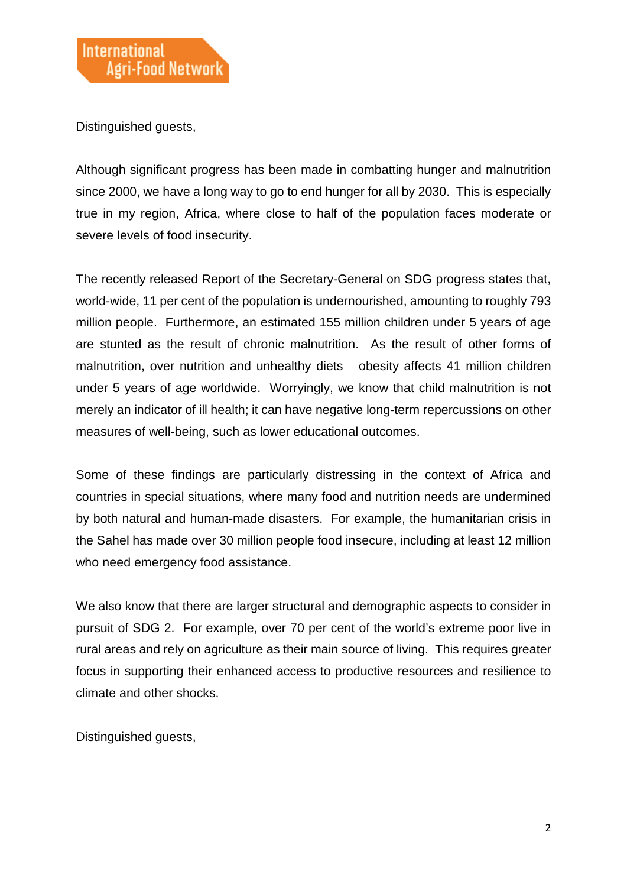Distinguished guests,

Although significant progress has been made in combatting hunger and malnutrition since 2000, we have a long way to go to end hunger for all by 2030. This is especially true in my region, Africa, where close to half of the population faces moderate or severe levels of food insecurity.

The recently released Report of the Secretary-General on SDG progress states that, world-wide, 11 per cent of the population is undernourished, amounting to roughly 793 million people. Furthermore, an estimated 155 million children under 5 years of age are stunted as the result of chronic malnutrition. As the result of other forms of malnutrition, over nutrition and unhealthy diets obesity affects 41 million children under 5 years of age worldwide. Worryingly, we know that child malnutrition is not merely an indicator of ill health; it can have negative long-term repercussions on other measures of well-being, such as lower educational outcomes.

Some of these findings are particularly distressing in the context of Africa and countries in special situations, where many food and nutrition needs are undermined by both natural and human-made disasters. For example, the humanitarian crisis in the Sahel has made over 30 million people food insecure, including at least 12 million who need emergency food assistance.

We also know that there are larger structural and demographic aspects to consider in pursuit of SDG 2. For example, over 70 per cent of the world's extreme poor live in rural areas and rely on agriculture as their main source of living. This requires greater focus in supporting their enhanced access to productive resources and resilience to climate and other shocks.

Distinguished guests,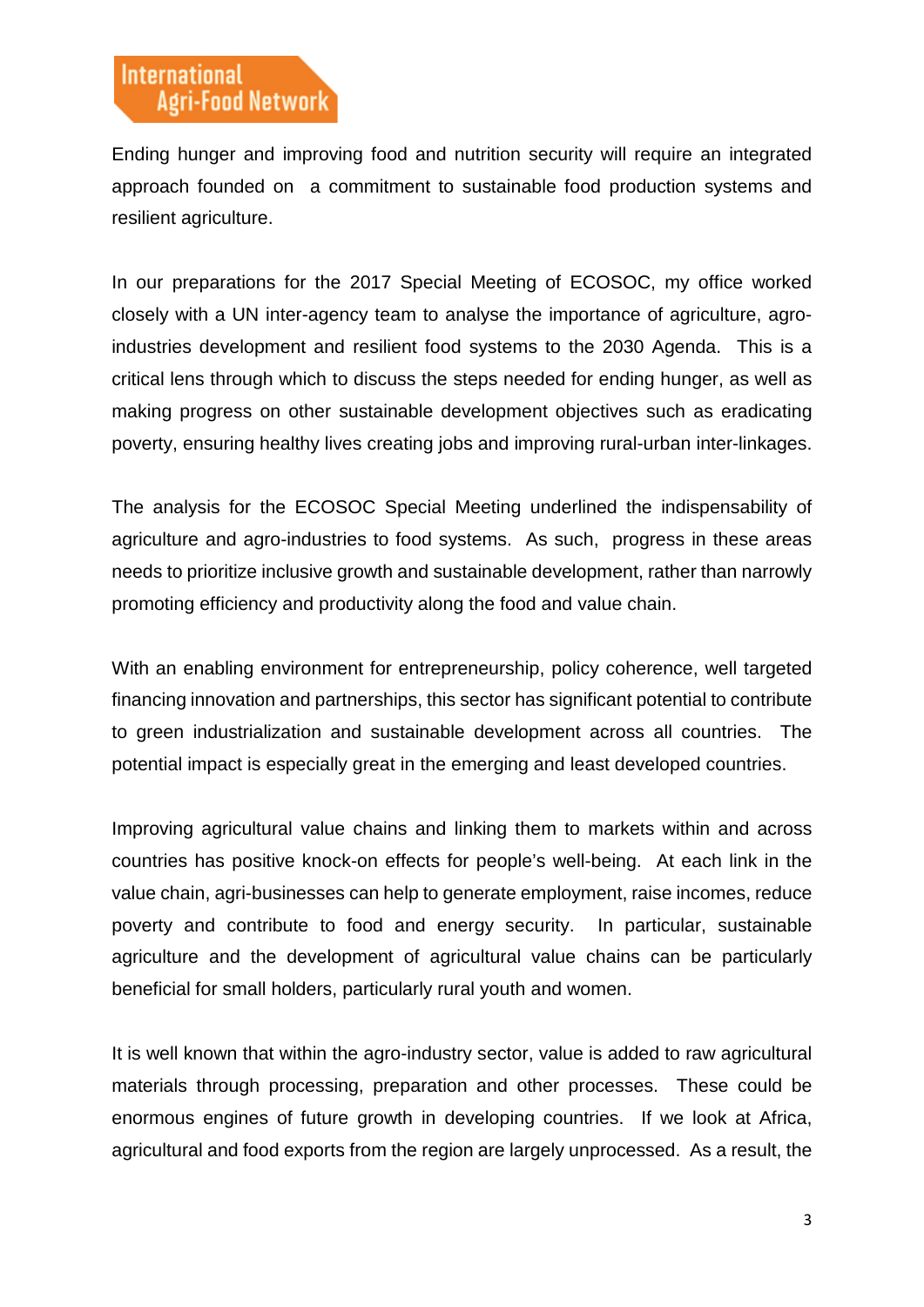Ending hunger and improving food and nutrition security will require an integrated approach founded on a commitment to sustainable food production systems and resilient agriculture.

In our preparations for the 2017 Special Meeting of ECOSOC, my office worked closely with a UN inter-agency team to analyse the importance of agriculture, agro-industries development and resilient food systems to the 2030 Agenda. This is a critical lens through which to discuss the steps needed for ending hunger, as well as making progress on other sustainable development objectives such as eradicating poverty, ensuring healthy lives creating jobs and improving rural-urban inter-linkages.

The analysis for the ECOSOC Special Meeting underlined the indispensability of agriculture and agro-industries to food systems. As such, progress in these areas needs to prioritize inclusive growth and sustainable development, rather than narrowly promoting efficiency and productivity along the food and value chain.

With an enabling environment for entrepreneurship, policy coherence, well targeted financing innovation and partnerships, this sector has significant potential to contribute to green industrialization and sustainable development across all countries. The potential impact is especially great in the emerging and least developed countries.

Improving agricultural value chains and linking them to markets within and across countries has positive knock-on effects for people's well-being. At each link in the value chain, agri-businesses can help to generate employment, raise incomes, reduce poverty and contribute to food and energy security. In particular, sustainable agriculture and the development of agricultural value chains can be particularly beneficial for small holders, particularly rural youth and women.

It is well known that within the agro-industry sector, value is added to raw agricultural materials through processing, preparation and other processes. These could be enormous engines of future growth in developing countries. If we look at Africa, agricultural and food exports from the region are largely unprocessed. As a result, the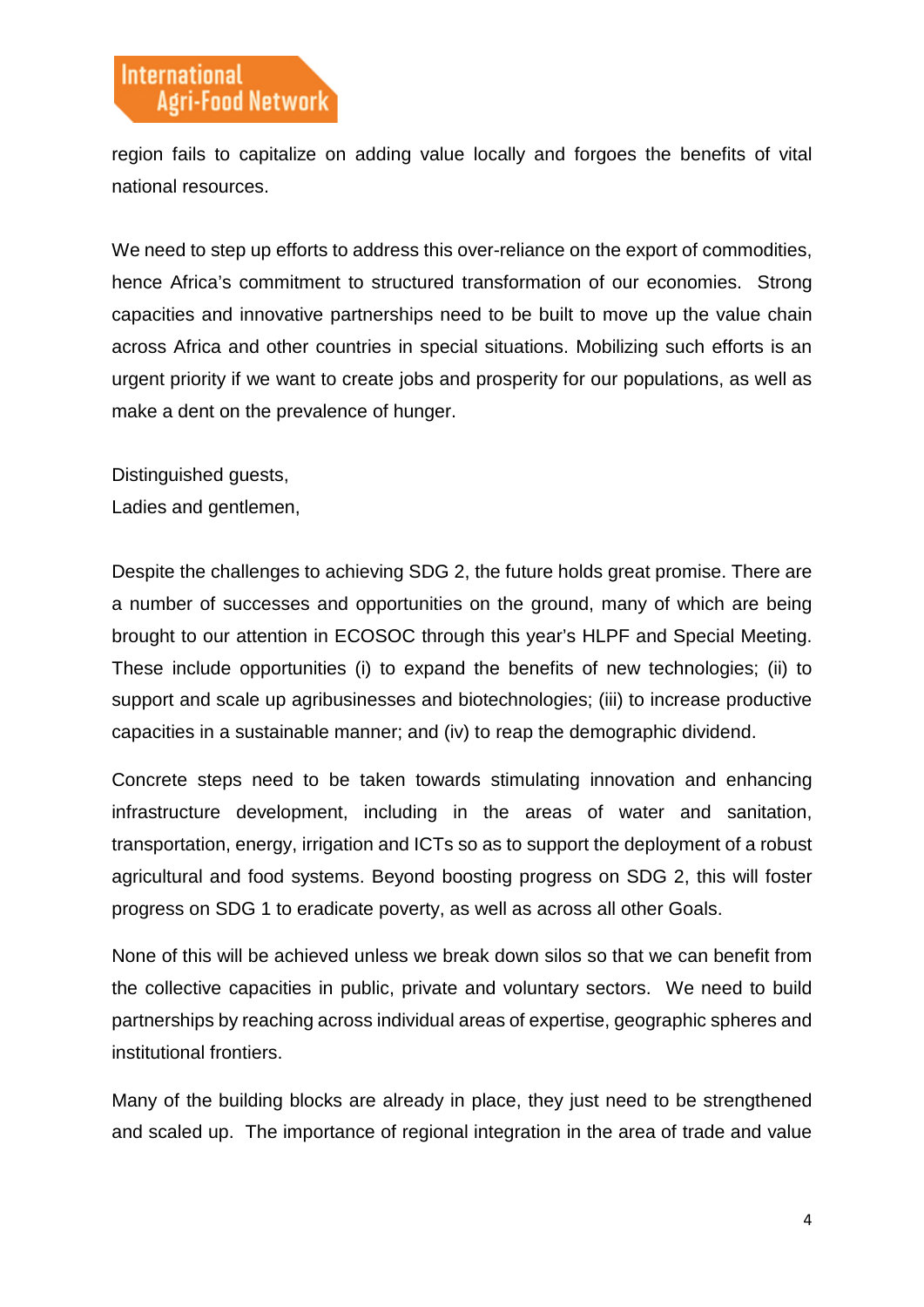region fails to capitalize on adding value locally and forgoes the benefits of vital national resources.

We need to step up efforts to address this over-reliance on the export of commodities, hence Africa's commitment to structured transformation of our economies. Strong capacities and innovative partnerships need to be built to move up the value chain across Africa and other countries in special situations. Mobilizing such efforts is an urgent priority if we want to create jobs and prosperity for our populations, as well as make a dent on the prevalence of hunger.

Distinguished guests,
Ladies and gentlemen,

Despite the challenges to achieving SDG 2, the future holds great promise. There are a number of successes and opportunities on the ground, many of which are being brought to our attention in ECOSOC through this year's HLPF and Special Meeting. These include opportunities (i) to expand the benefits of new technologies; (ii) to support and scale up agribusinesses and biotechnologies; (iii) to increase productive capacities in a sustainable manner; and (iv) to reap the demographic dividend.

Concrete steps need to be taken towards stimulating innovation and enhancing infrastructure development, including in the areas of water and sanitation, transportation, energy, irrigation and ICTs so as to support the deployment of a robust agricultural and food systems. Beyond boosting progress on SDG 2, this will foster progress on SDG 1 to eradicate poverty, as well as across all other Goals.

None of this will be achieved unless we break down silos so that we can benefit from the collective capacities in public, private and voluntary sectors. We need to build partnerships by reaching across individual areas of expertise, geographic spheres and institutional frontiers.

Many of the building blocks are already in place, they just need to be strengthened and scaled up. The importance of regional integration in the area of trade and value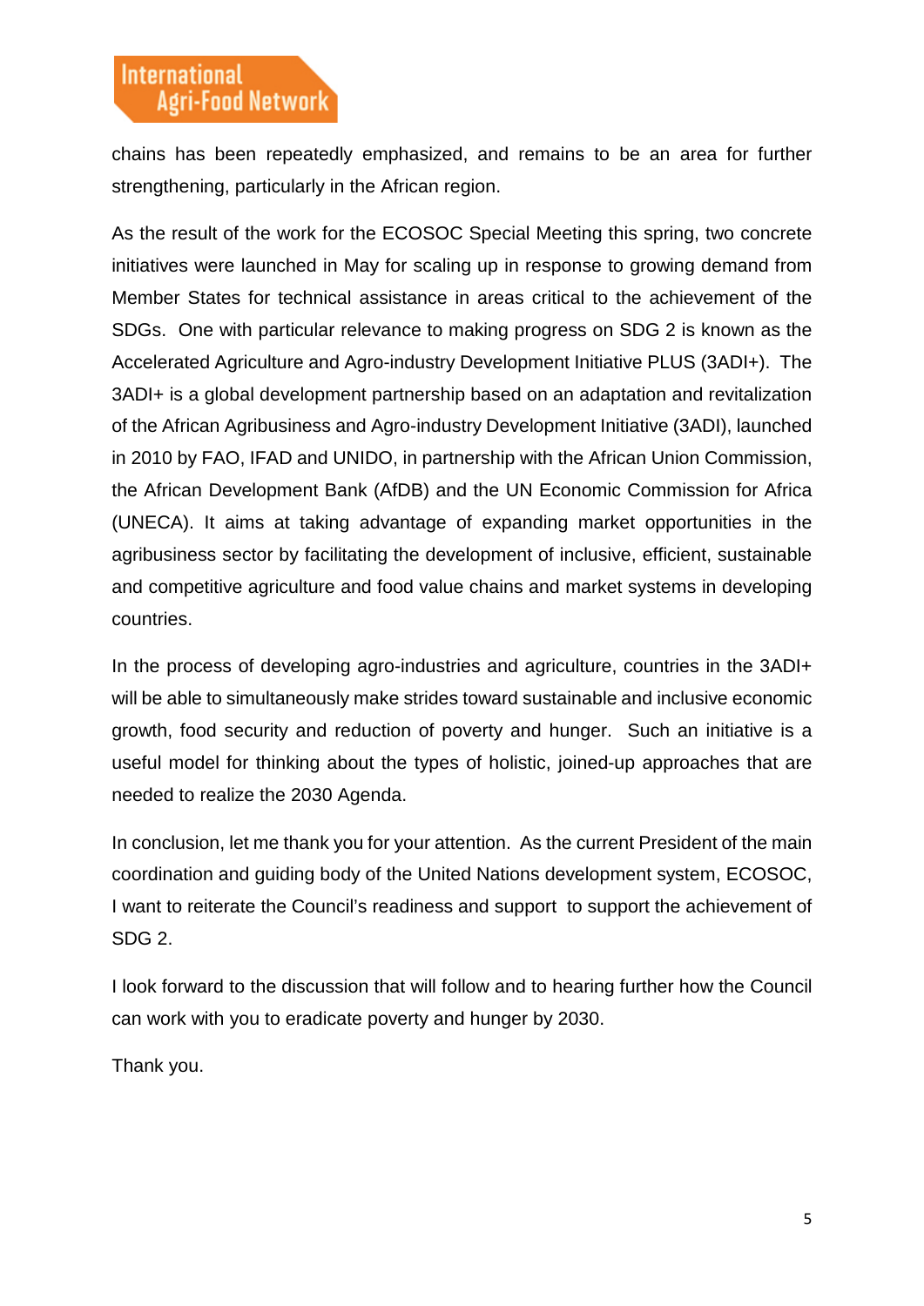chains has been repeatedly emphasized, and remains to be an area for further strengthening, particularly in the African region.

As the result of the work for the ECOSOC Special Meeting this spring, two concrete initiatives were launched in May for scaling up in response to growing demand from Member States for technical assistance in areas critical to the achievement of the SDGs. One with particular relevance to making progress on SDG 2 is known as the Accelerated Agriculture and Agro-industry Development Initiative PLUS (3ADI+). The 3ADI+ is a global development partnership based on an adaptation and revitalization of the African Agribusiness and Agro-industry Development Initiative (3ADI), launched in 2010 by FAO, IFAD and UNIDO, in partnership with the African Union Commission, the African Development Bank (AfDB) and the UN Economic Commission for Africa (UNECA). It aims at taking advantage of expanding market opportunities in the agribusiness sector by facilitating the development of inclusive, efficient, sustainable and competitive agriculture and food value chains and market systems in developing countries.

In the process of developing agro-industries and agriculture, countries in the 3ADI+ will be able to simultaneously make strides toward sustainable and inclusive economic growth, food security and reduction of poverty and hunger. Such an initiative is a useful model for thinking about the types of holistic, joined-up approaches that are needed to realize the 2030 Agenda.

In conclusion, let me thank you for your attention. As the current President of the main coordination and guiding body of the United Nations development system, ECOSOC, I want to reiterate the Council's readiness and support to support the achievement of SDG 2.

I look forward to the discussion that will follow and to hearing further how the Council can work with you to eradicate poverty and hunger by 2030.

Thank you.